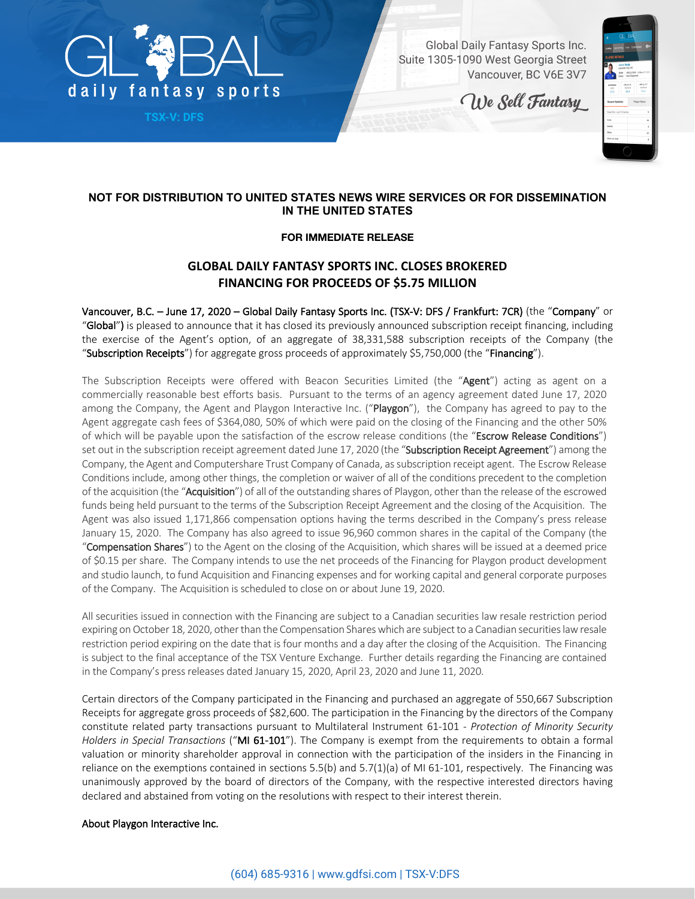Global Daily Fantasy Sports Inc.
Suite 1305-1090 West Georgia Street
Vancouver, BC V6E 3V7

We Sell Fantasy

GLOBAL daily fantasy sports

TSX-V: DFS

**NOT FOR DISTRIBUTION TO UNITED STATES NEWS WIRE SERVICES OR FOR DISSEMINATION IN THE UNITED STATES**

**FOR IMMEDIATE RELEASE**

# GLOBAL DAILY FANTASY SPORTS INC. CLOSES BROKERED FINANCING FOR PROCEEDS OF $5.75 MILLION

Vancouver, B.C. – June 17, 2020 – Global Daily Fantasy Sports Inc. (TSX-V: DFS / Frankfurt: 7CR) (the "Company" or "Global") is pleased to announce that it has closed its previously announced subscription receipt financing, including the exercise of the Agent's option, of an aggregate of 38,331,588 subscription receipts of the Company (the "Subscription Receipts") for aggregate gross proceeds of approximately $5,750,000 (the "Financing").

The Subscription Receipts were offered with Beacon Securities Limited (the "Agent") acting as agent on a commercially reasonable best efforts basis. Pursuant to the terms of an agency agreement dated June 17, 2020 among the Company, the Agent and Playgon Interactive Inc. ("Playgon"), the Company has agreed to pay to the Agent aggregate cash fees of $364,080, 50% of which were paid on the closing of the Financing and the other 50% of which will be payable upon the satisfaction of the escrow release conditions (the "Escrow Release Conditions") set out in the subscription receipt agreement dated June 17, 2020 (the "Subscription Receipt Agreement") among the Company, the Agent and Computershare Trust Company of Canada, as subscription receipt agent. The Escrow Release Conditions include, among other things, the completion or waiver of all of the conditions precedent to the completion of the acquisition (the "Acquisition") of all of the outstanding shares of Playgon, other than the release of the escrowed funds being held pursuant to the terms of the Subscription Receipt Agreement and the closing of the Acquisition. The Agent was also issued 1,171,866 compensation options having the terms described in the Company's press release January 15, 2020. The Company has also agreed to issue 96,960 common shares in the capital of the Company (the "Compensation Shares") to the Agent on the closing of the Acquisition, which shares will be issued at a deemed price of $0.15 per share. The Company intends to use the net proceeds of the Financing for Playgon product development and studio launch, to fund Acquisition and Financing expenses and for working capital and general corporate purposes of the Company. The Acquisition is scheduled to close on or about June 19, 2020.

All securities issued in connection with the Financing are subject to a Canadian securities law resale restriction period expiring on October 18, 2020, other than the Compensation Shares which are subject to a Canadian securities law resale restriction period expiring on the date that is four months and a day after the closing of the Acquisition. The Financing is subject to the final acceptance of the TSX Venture Exchange. Further details regarding the Financing are contained in the Company's press releases dated January 15, 2020, April 23, 2020 and June 11, 2020.

Certain directors of the Company participated in the Financing and purchased an aggregate of 550,667 Subscription Receipts for aggregate gross proceeds of $82,600. The participation in the Financing by the directors of the Company constitute related party transactions pursuant to Multilateral Instrument 61-101 - *Protection of Minority Security Holders in Special Transactions* ("MI 61-101"). The Company is exempt from the requirements to obtain a formal valuation or minority shareholder approval in connection with the participation of the insiders in the Financing in reliance on the exemptions contained in sections 5.5(b) and 5.7(1)(a) of MI 61-101, respectively. The Financing was unanimously approved by the board of directors of the Company, with the respective interested directors having declared and abstained from voting on the resolutions with respect to their interest therein.

## About Playgon Interactive Inc.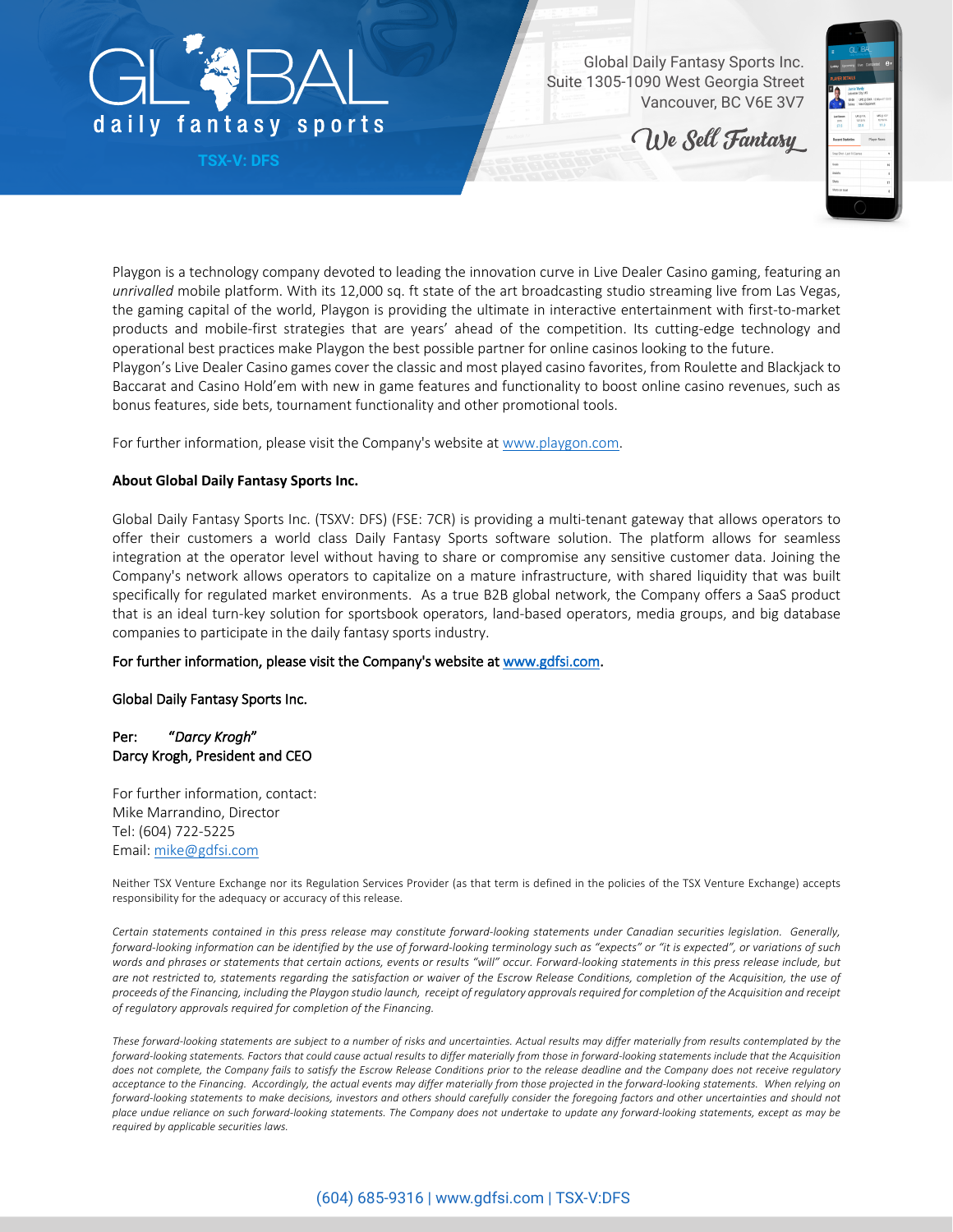Playgon is a technology company devoted to leading the innovation curve in Live Dealer Casino gaming, featuring an *unrivalled* mobile platform. With its 12,000 sq. ft state of the art broadcasting studio streaming live from Las Vegas, the gaming capital of the world, Playgon is providing the ultimate in interactive entertainment with first-to-market products and mobile-first strategies that are years' ahead of the competition. Its cutting-edge technology and operational best practices make Playgon the best possible partner for online casinos looking to the future.
Playgon's Live Dealer Casino games cover the classic and most played casino favorites, from Roulette and Blackjack to Baccarat and Casino Hold'em with new in game features and functionality to boost online casino revenues, such as bonus features, side bets, tournament functionality and other promotional tools.

For further information, please visit the Company's website at www.playgon.com.

**About Global Daily Fantasy Sports Inc.**

Global Daily Fantasy Sports Inc. (TSXV: DFS) (FSE: 7CR) is providing a multi-tenant gateway that allows operators to offer their customers a world class Daily Fantasy Sports software solution. The platform allows for seamless integration at the operator level without having to share or compromise any sensitive customer data. Joining the Company's network allows operators to capitalize on a mature infrastructure, with shared liquidity that was built specifically for regulated market environments. As a true B2B global network, the Company offers a SaaS product that is an ideal turn-key solution for sportsbook operators, land-based operators, media groups, and big database companies to participate in the daily fantasy sports industry.

For further information, please visit the Company's website at www.gdfsi.com.

Global Daily Fantasy Sports Inc.

Per: *"Darcy Krogh"*
Darcy Krogh, President and CEO

For further information, contact:
Mike Marrandino, Director
Tel: (604) 722-5225
Email: mike@gdfsi.com

Neither TSX Venture Exchange nor its Regulation Services Provider (as that term is defined in the policies of the TSX Venture Exchange) accepts responsibility for the adequacy or accuracy of this release.

*Certain statements contained in this press release may constitute forward-looking statements under Canadian securities legislation. Generally, forward-looking information can be identified by the use of forward-looking terminology such as "expects" or "it is expected", or variations of such words and phrases or statements that certain actions, events or results "will" occur. Forward-looking statements in this press release include, but are not restricted to, statements regarding the satisfaction or waiver of the Escrow Release Conditions, completion of the Acquisition, the use of proceeds of the Financing, including the Playgon studio launch, receipt of regulatory approvals required for completion of the Acquisition and receipt of regulatory approvals required for completion of the Financing.*

*These forward-looking statements are subject to a number of risks and uncertainties. Actual results may differ materially from results contemplated by the forward-looking statements. Factors that could cause actual results to differ materially from those in forward-looking statements include that the Acquisition does not complete, the Company fails to satisfy the Escrow Release Conditions prior to the release deadline and the Company does not receive regulatory acceptance to the Financing. Accordingly, the actual events may differ materially from those projected in the forward-looking statements. When relying on forward-looking statements to make decisions, investors and others should carefully consider the foregoing factors and other uncertainties and should not place undue reliance on such forward-looking statements. The Company does not undertake to update any forward-looking statements, except as may be required by applicable securities laws.*